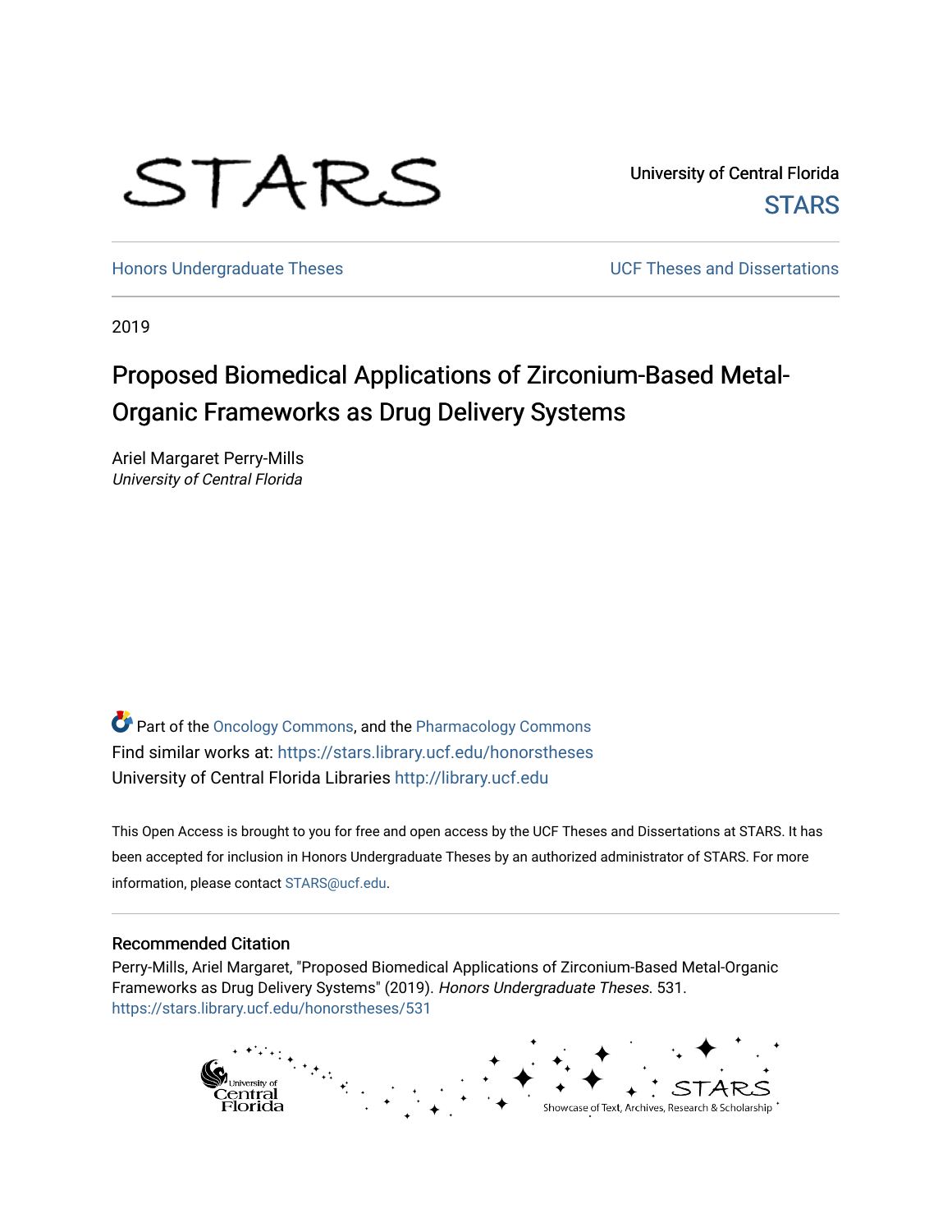STARS

University of Central Florida

STARS

Honors Undergraduate Theses

UCF Theses and Dissertations

2019

# Proposed Biomedical Applications of Zirconium-Based Metal-Organic Frameworks as Drug Delivery Systems

Ariel Margaret Perry-Mills
*University of Central Florida*

Part of the Oncology Commons, and the Pharmacology Commons
Find similar works at: https://stars.library.ucf.edu/honorstheses
University of Central Florida Libraries http://library.ucf.edu

This Open Access is brought to you for free and open access by the UCF Theses and Dissertations at STARS. It has been accepted for inclusion in Honors Undergraduate Theses by an authorized administrator of STARS. For more information, please contact STARS@ucf.edu.

## Recommended Citation

Perry-Mills, Ariel Margaret, "Proposed Biomedical Applications of Zirconium-Based Metal-Organic Frameworks as Drug Delivery Systems" (2019). *Honors Undergraduate Theses*. 531.
https://stars.library.ucf.edu/honorstheses/531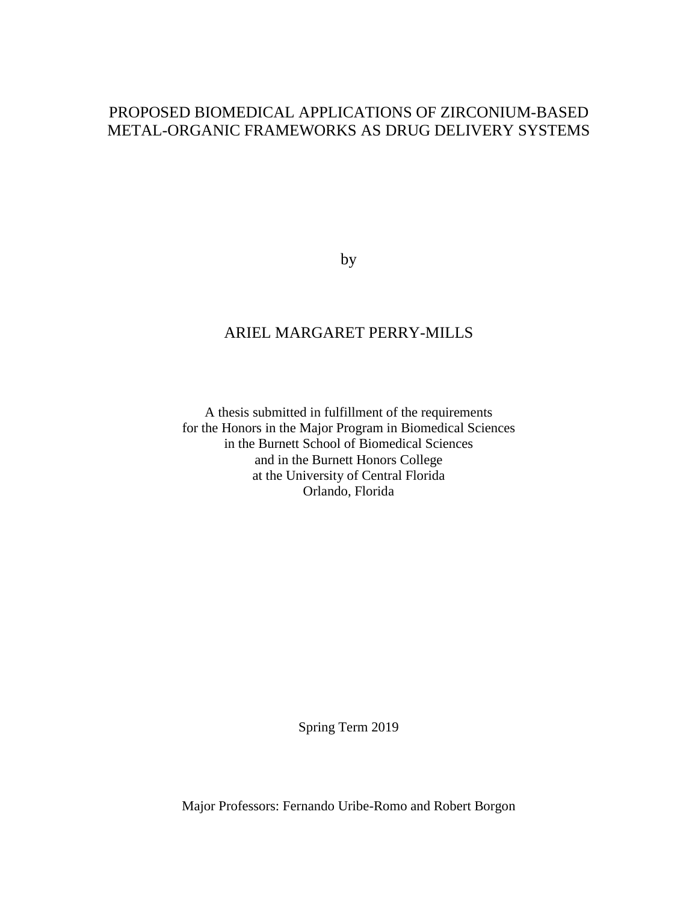# PROPOSED BIOMEDICAL APPLICATIONS OF ZIRCONIUM-BASED METAL-ORGANIC FRAMEWORKS AS DRUG DELIVERY SYSTEMS

by

ARIEL MARGARET PERRY-MILLS

A thesis submitted in fulfillment of the requirements
for the Honors in the Major Program in Biomedical Sciences
in the Burnett School of Biomedical Sciences
and in the Burnett Honors College
at the University of Central Florida
Orlando, Florida

Spring Term 2019

Major Professors: Fernando Uribe-Romo and Robert Borgon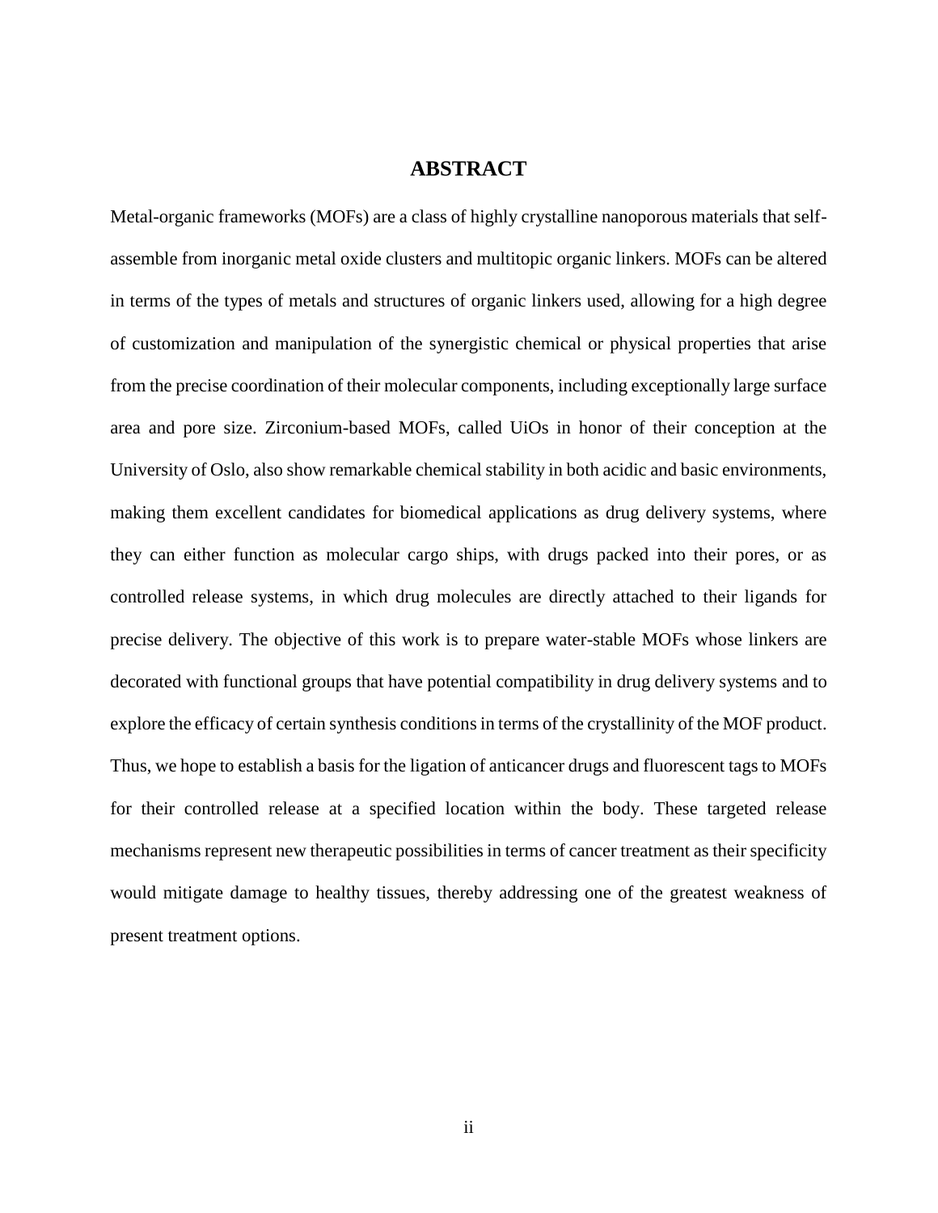# ABSTRACT

Metal-organic frameworks (MOFs) are a class of highly crystalline nanoporous materials that self-assemble from inorganic metal oxide clusters and multitopic organic linkers. MOFs can be altered in terms of the types of metals and structures of organic linkers used, allowing for a high degree of customization and manipulation of the synergistic chemical or physical properties that arise from the precise coordination of their molecular components, including exceptionally large surface area and pore size. Zirconium-based MOFs, called UiOs in honor of their conception at the University of Oslo, also show remarkable chemical stability in both acidic and basic environments, making them excellent candidates for biomedical applications as drug delivery systems, where they can either function as molecular cargo ships, with drugs packed into their pores, or as controlled release systems, in which drug molecules are directly attached to their ligands for precise delivery. The objective of this work is to prepare water-stable MOFs whose linkers are decorated with functional groups that have potential compatibility in drug delivery systems and to explore the efficacy of certain synthesis conditions in terms of the crystallinity of the MOF product. Thus, we hope to establish a basis for the ligation of anticancer drugs and fluorescent tags to MOFs for their controlled release at a specified location within the body. These targeted release mechanisms represent new therapeutic possibilities in terms of cancer treatment as their specificity would mitigate damage to healthy tissues, thereby addressing one of the greatest weakness of present treatment options.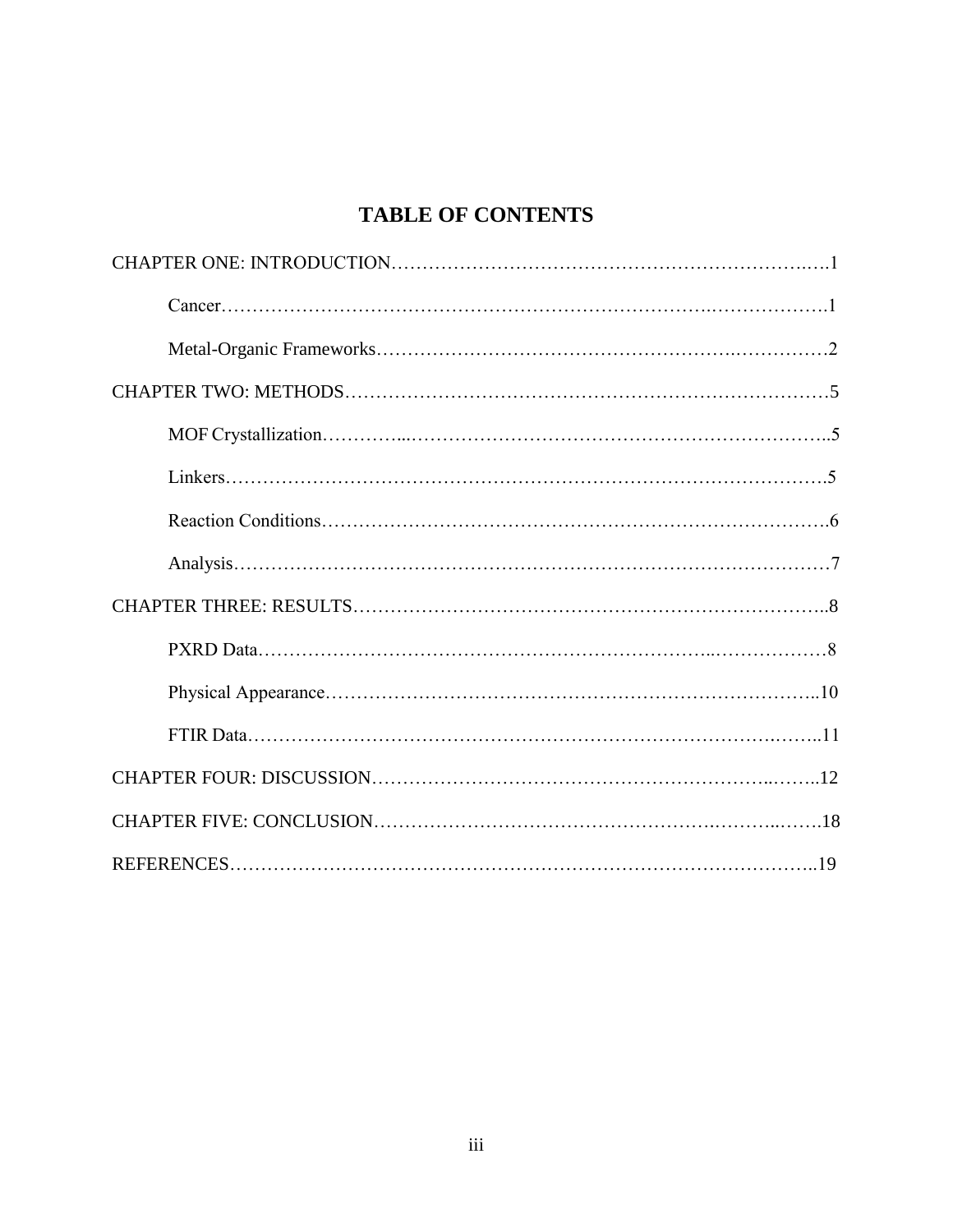# TABLE OF CONTENTS

CHAPTER ONE: INTRODUCTION……………………………………………………………..….1

Cancer…………………………………………………………….…………….……………….1

Metal-Organic Frameworks…………………………………………….……………2

CHAPTER TWO: METHODS…………………………………………………………………5

MOF Crystallization…………...……………………………………………………..5

Linkers………………………………………………………………………………….5

Reaction Conditions……………………………………………………………………….6

Analysis……………………………………………………………………………………7

CHAPTER THREE: RESULTS……………………………………………………………..8

PXRD Data……………………………………………………………..………………8

Physical Appearance…………………………………………………………………..10

FTIR Data………………………………………………………………………….……..11

CHAPTER FOUR: DISCUSSION……………………………………………………..……..12

CHAPTER FIVE: CONCLUSION…………………………………………….………..…….18

REFERENCES……………………………………………………………………………..19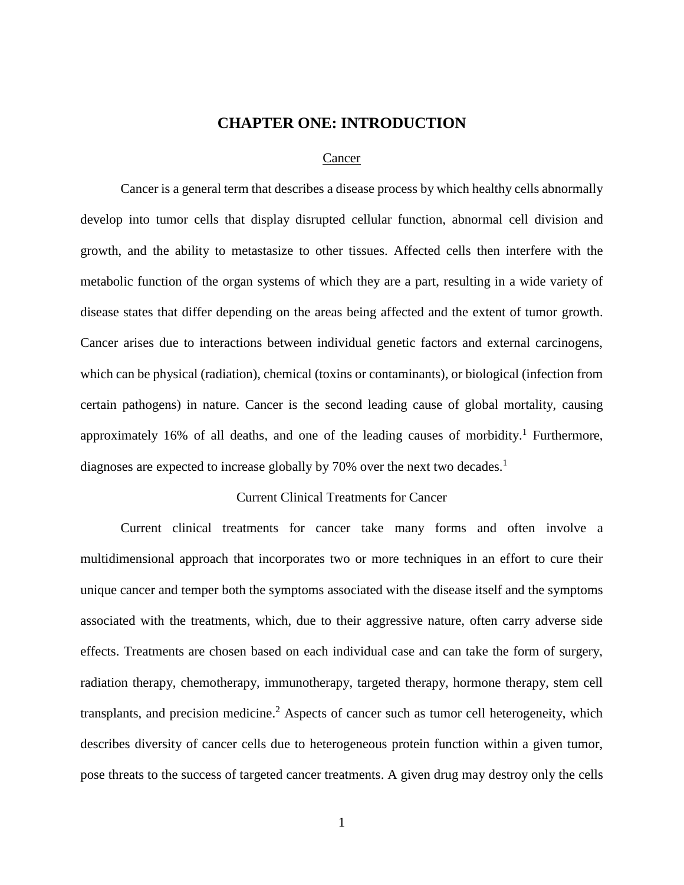# CHAPTER ONE: INTRODUCTION

## Cancer

Cancer is a general term that describes a disease process by which healthy cells abnormally develop into tumor cells that display disrupted cellular function, abnormal cell division and growth, and the ability to metastasize to other tissues. Affected cells then interfere with the metabolic function of the organ systems of which they are a part, resulting in a wide variety of disease states that differ depending on the areas being affected and the extent of tumor growth. Cancer arises due to interactions between individual genetic factors and external carcinogens, which can be physical (radiation), chemical (toxins or contaminants), or biological (infection from certain pathogens) in nature. Cancer is the second leading cause of global mortality, causing approximately 16% of all deaths, and one of the leading causes of morbidity.[1] Furthermore, diagnoses are expected to increase globally by 70% over the next two decades.[1]

## Current Clinical Treatments for Cancer

Current clinical treatments for cancer take many forms and often involve a multidimensional approach that incorporates two or more techniques in an effort to cure their unique cancer and temper both the symptoms associated with the disease itself and the symptoms associated with the treatments, which, due to their aggressive nature, often carry adverse side effects. Treatments are chosen based on each individual case and can take the form of surgery, radiation therapy, chemotherapy, immunotherapy, targeted therapy, hormone therapy, stem cell transplants, and precision medicine.[2] Aspects of cancer such as tumor cell heterogeneity, which describes diversity of cancer cells due to heterogeneous protein function within a given tumor, pose threats to the success of targeted cancer treatments. A given drug may destroy only the cells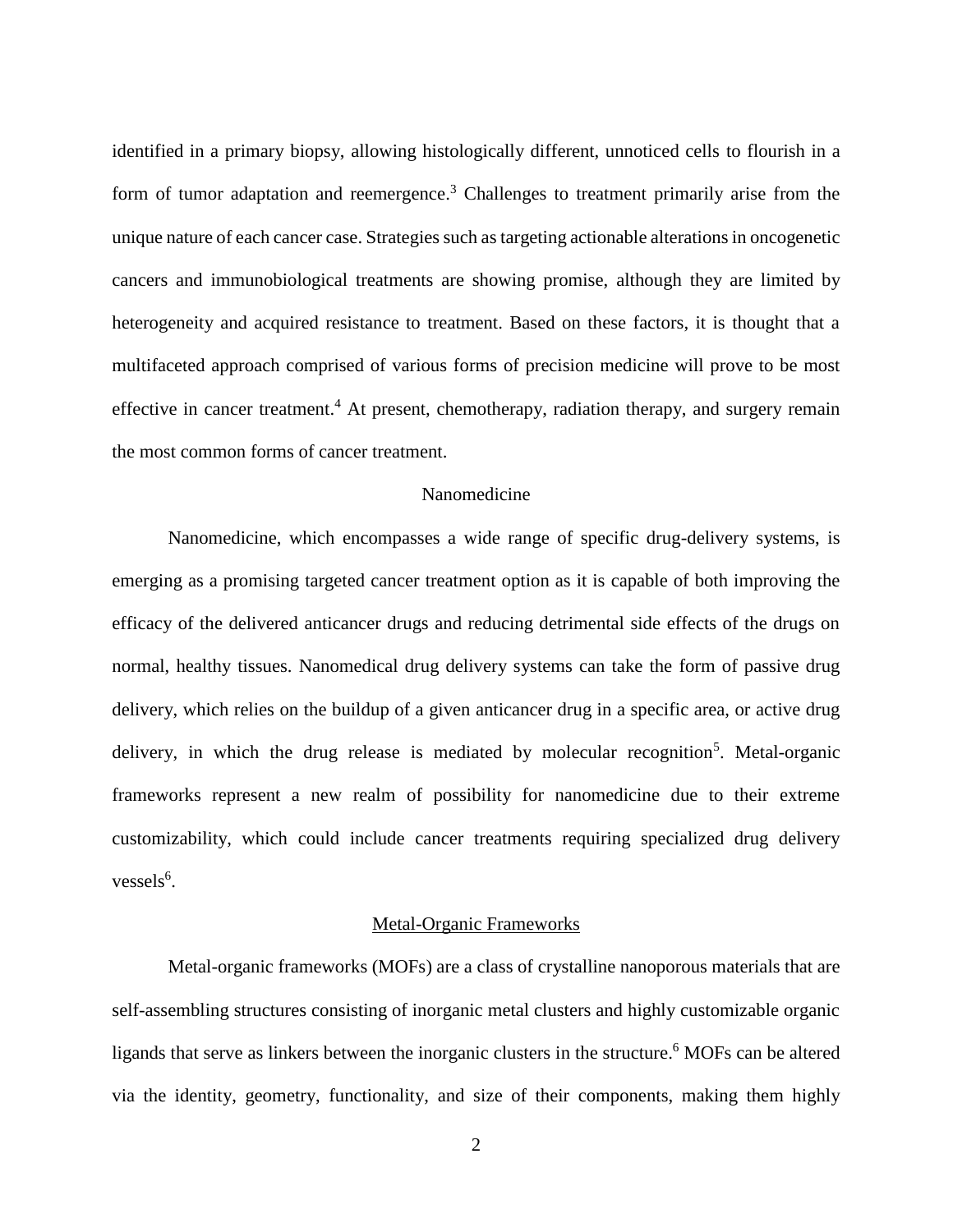identified in a primary biopsy, allowing histologically different, unnoticed cells to flourish in a form of tumor adaptation and reemergence.[3] Challenges to treatment primarily arise from the unique nature of each cancer case. Strategies such as targeting actionable alterations in oncogenetic cancers and immunobiological treatments are showing promise, although they are limited by heterogeneity and acquired resistance to treatment. Based on these factors, it is thought that a multifaceted approach comprised of various forms of precision medicine will prove to be most effective in cancer treatment.[4] At present, chemotherapy, radiation therapy, and surgery remain the most common forms of cancer treatment.

## Nanomedicine

Nanomedicine, which encompasses a wide range of specific drug-delivery systems, is emerging as a promising targeted cancer treatment option as it is capable of both improving the efficacy of the delivered anticancer drugs and reducing detrimental side effects of the drugs on normal, healthy tissues. Nanomedical drug delivery systems can take the form of passive drug delivery, which relies on the buildup of a given anticancer drug in a specific area, or active drug delivery, in which the drug release is mediated by molecular recognition[5]. Metal-organic frameworks represent a new realm of possibility for nanomedicine due to their extreme customizability, which could include cancer treatments requiring specialized drug delivery vessels[6].

### Metal-Organic Frameworks

Metal-organic frameworks (MOFs) are a class of crystalline nanoporous materials that are self-assembling structures consisting of inorganic metal clusters and highly customizable organic ligands that serve as linkers between the inorganic clusters in the structure.[6] MOFs can be altered via the identity, geometry, functionality, and size of their components, making them highly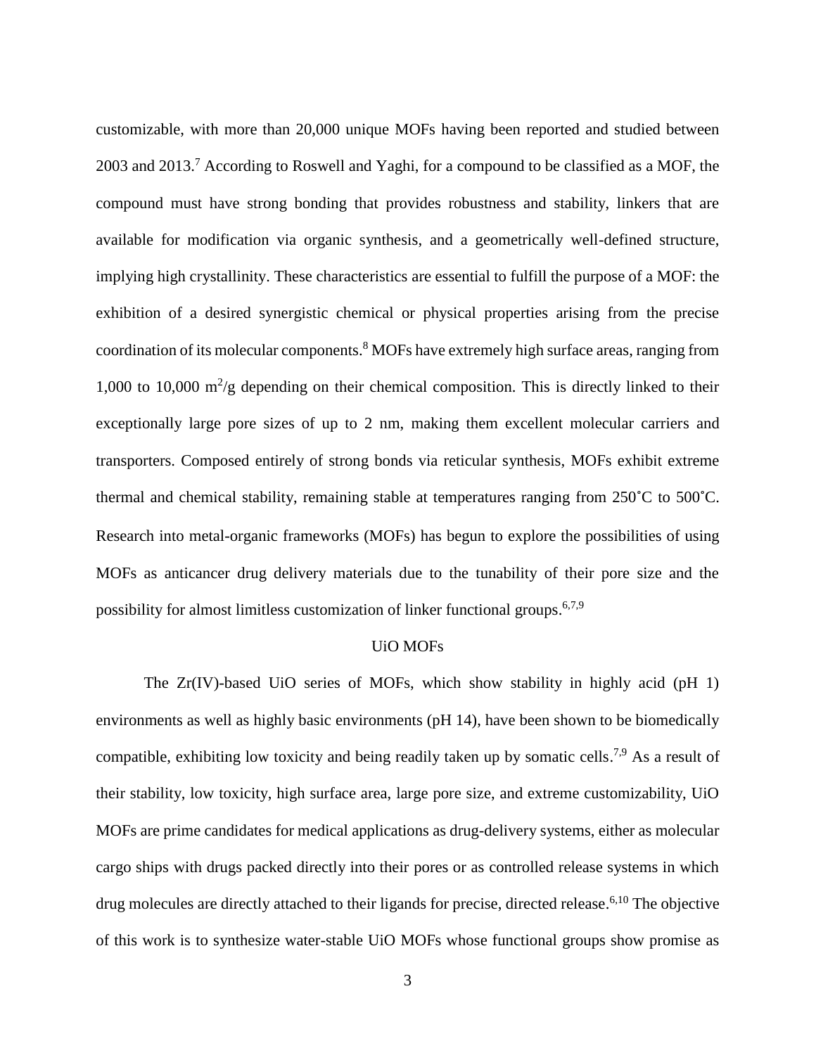customizable, with more than 20,000 unique MOFs having been reported and studied between 2003 and 2013.[7] According to Roswell and Yaghi, for a compound to be classified as a MOF, the compound must have strong bonding that provides robustness and stability, linkers that are available for modification via organic synthesis, and a geometrically well-defined structure, implying high crystallinity. These characteristics are essential to fulfill the purpose of a MOF: the exhibition of a desired synergistic chemical or physical properties arising from the precise coordination of its molecular components.[8] MOFs have extremely high surface areas, ranging from 1,000 to 10,000 $m^2$/g depending on their chemical composition. This is directly linked to their exceptionally large pore sizes of up to 2 nm, making them excellent molecular carriers and transporters. Composed entirely of strong bonds via reticular synthesis, MOFs exhibit extreme thermal and chemical stability, remaining stable at temperatures ranging from 250˚C to 500˚C. Research into metal-organic frameworks (MOFs) has begun to explore the possibilities of using MOFs as anticancer drug delivery materials due to the tunability of their pore size and the possibility for almost limitless customization of linker functional groups.[6,7,9]

## UiO MOFs

The Zr(IV)-based UiO series of MOFs, which show stability in highly acid (pH 1) environments as well as highly basic environments (pH 14), have been shown to be biomedically compatible, exhibiting low toxicity and being readily taken up by somatic cells.[7,9] As a result of their stability, low toxicity, high surface area, large pore size, and extreme customizability, UiO MOFs are prime candidates for medical applications as drug-delivery systems, either as molecular cargo ships with drugs packed directly into their pores or as controlled release systems in which drug molecules are directly attached to their ligands for precise, directed release.[6,10] The objective of this work is to synthesize water-stable UiO MOFs whose functional groups show promise as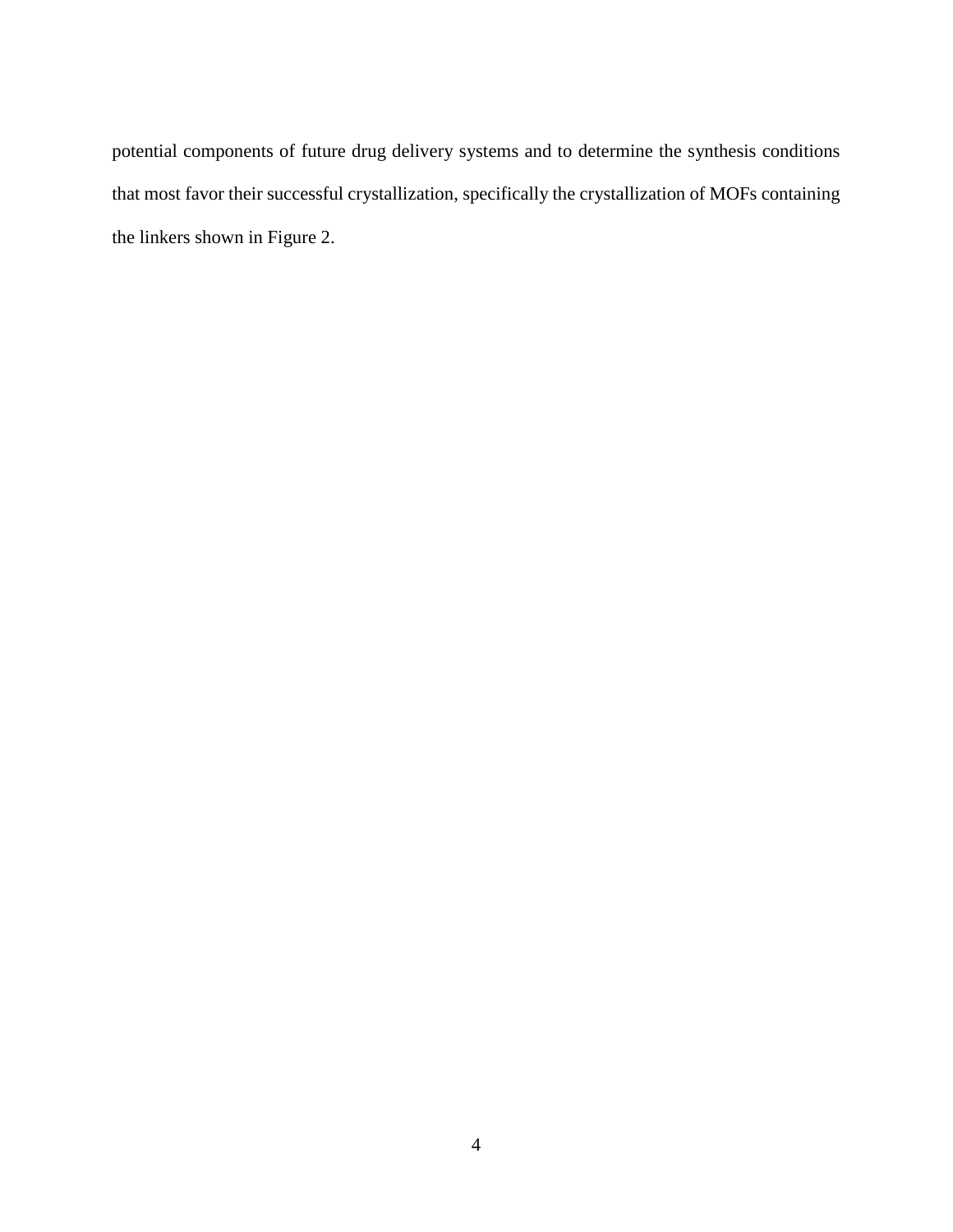potential components of future drug delivery systems and to determine the synthesis conditions that most favor their successful crystallization, specifically the crystallization of MOFs containing the linkers shown in Figure 2.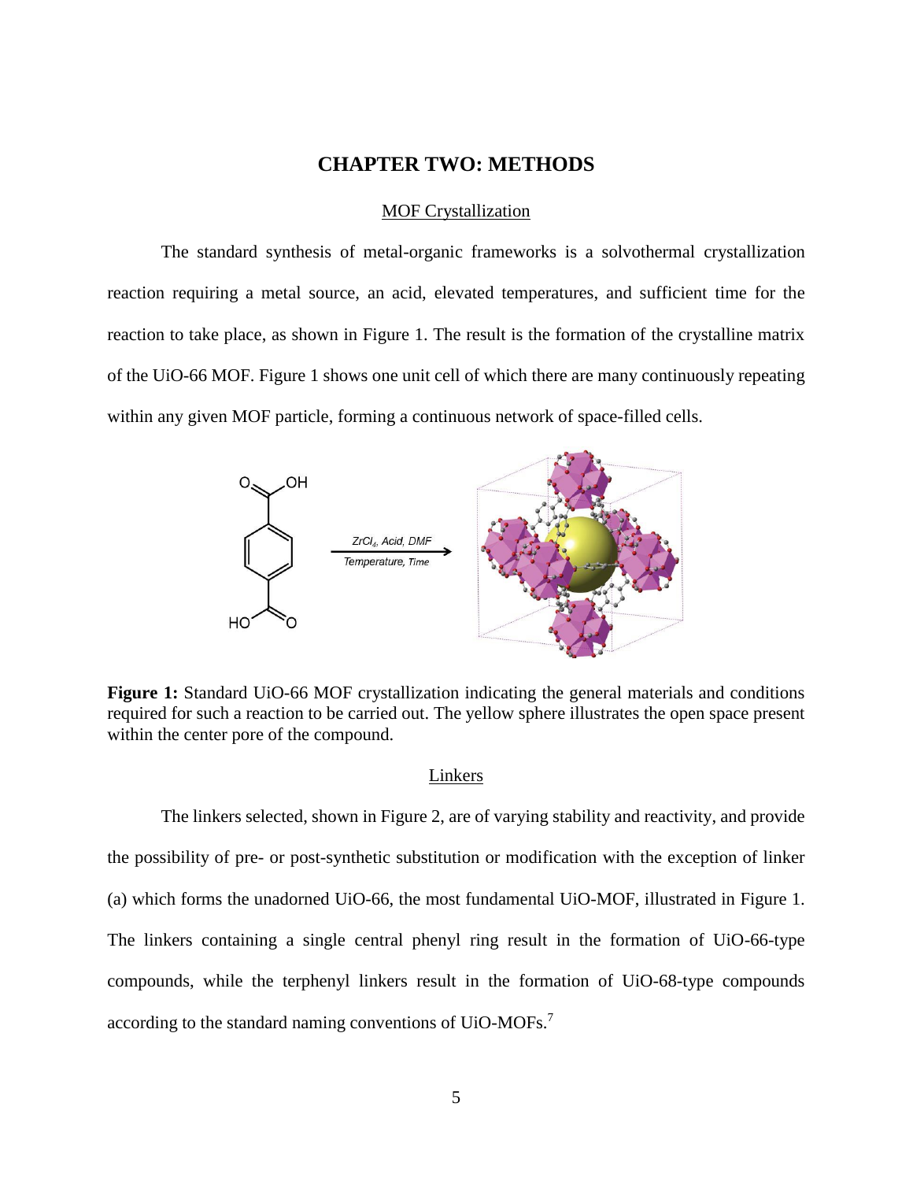# CHAPTER TWO: METHODS

## MOF Crystallization

The standard synthesis of metal-organic frameworks is a solvothermal crystallization reaction requiring a metal source, an acid, elevated temperatures, and sufficient time for the reaction to take place, as shown in Figure 1. The result is the formation of the crystalline matrix of the UiO-66 MOF. Figure 1 shows one unit cell of which there are many continuously repeating within any given MOF particle, forming a continuous network of space-filled cells.

**Figure 1:** Standard UiO-66 MOF crystallization indicating the general materials and conditions required for such a reaction to be carried out. The yellow sphere illustrates the open space present within the center pore of the compound.

## Linkers

The linkers selected, shown in Figure 2, are of varying stability and reactivity, and provide the possibility of pre- or post-synthetic substitution or modification with the exception of linker (a) which forms the unadorned UiO-66, the most fundamental UiO-MOF, illustrated in Figure 1. The linkers containing a single central phenyl ring result in the formation of UiO-66-type compounds, while the terphenyl linkers result in the formation of UiO-68-type compounds according to the standard naming conventions of UiO-MOFs.[7]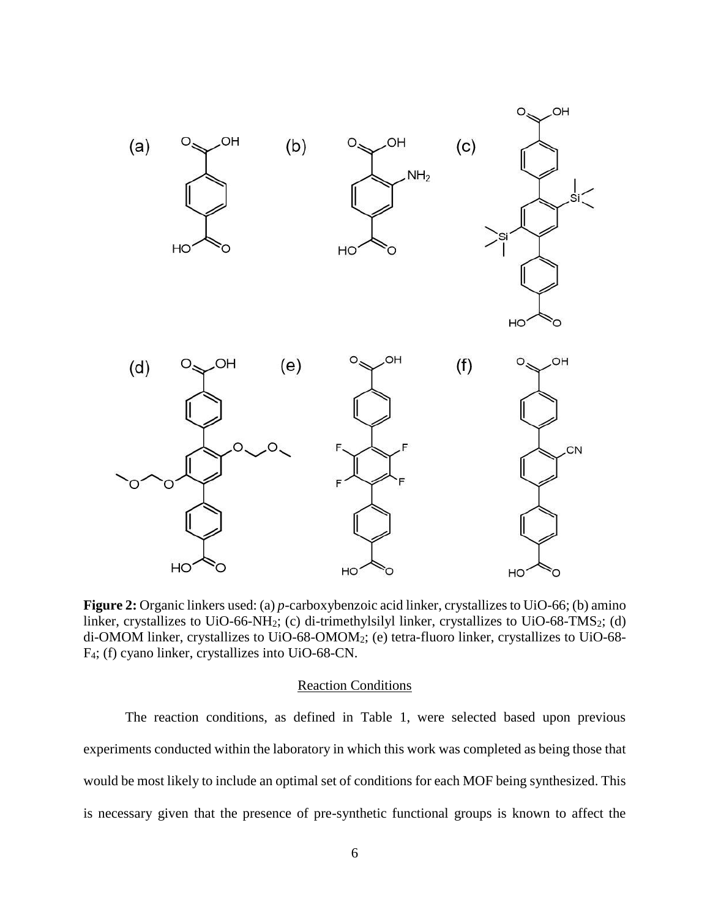**Figure 2:** Organic linkers used: (a) *p*-carboxybenzoic acid linker, crystallizes to UiO-66; (b) amino linker, crystallizes to UiO-66-$NH_2$; (c) di-trimethylsilyl linker, crystallizes to UiO-68-$TMS_2$; (d) di-OMOM linker, crystallizes to UiO-68-$OMOM_2$; (e) tetra-fluoro linker, crystallizes to UiO-68-$F_4$; (f) cyano linker, crystallizes into UiO-68-CN.

## Reaction Conditions

The reaction conditions, as defined in Table 1, were selected based upon previous experiments conducted within the laboratory in which this work was completed as being those that would be most likely to include an optimal set of conditions for each MOF being synthesized. This is necessary given that the presence of pre-synthetic functional groups is known to affect the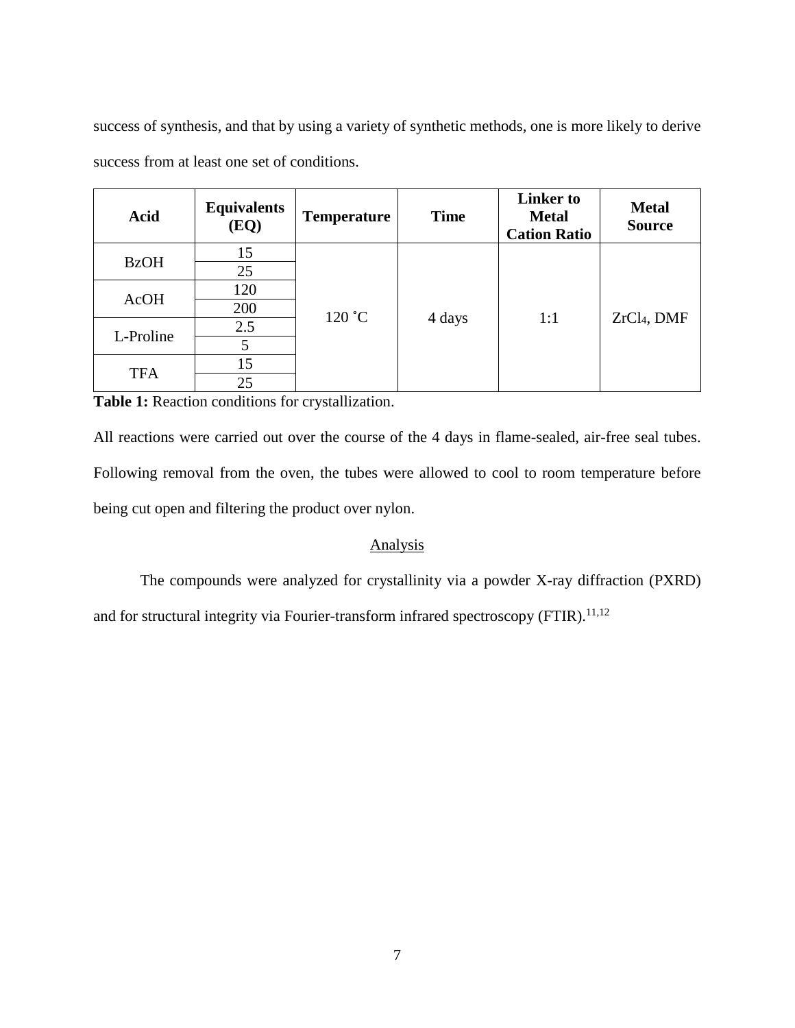success of synthesis, and that by using a variety of synthetic methods, one is more likely to derive success from at least one set of conditions.

| Acid | Equivalents (EQ) | Temperature | Time | Linker to Metal Cation Ratio | Metal Source |
|---|---|---|---|---|---|
| BzOH | 15 | 120 ˚C | 4 days | 1:1 | $ZrCl_4$, DMF |
| | 25 | | | | |
| AcOH | 120 | | | | |
| | 200 | | | | |
| L-Proline | 2.5 | | | | |
| | 5 | | | | |
| TFA | 15 | | | | |
| | 25 | | | | |

**Table 1:** Reaction conditions for crystallization.

All reactions were carried out over the course of the 4 days in flame-sealed, air-free seal tubes. Following removal from the oven, the tubes were allowed to cool to room temperature before being cut open and filtering the product over nylon.

## Analysis

The compounds were analyzed for crystallinity via a powder X-ray diffraction (PXRD) and for structural integrity via Fourier-transform infrared spectroscopy (FTIR).[11,12]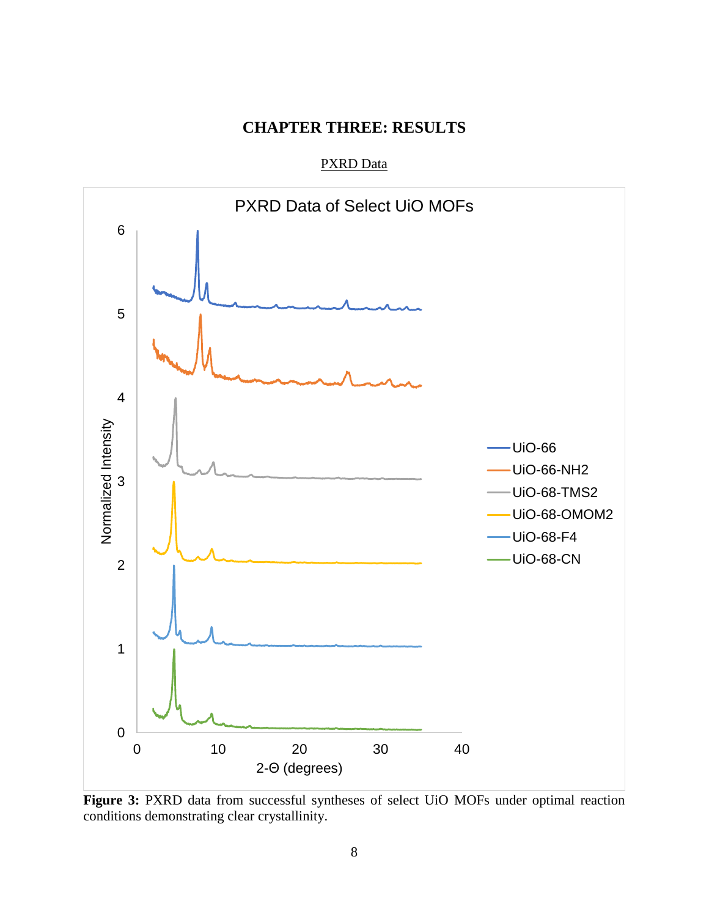# CHAPTER THREE: RESULTS

PXRD Data

**Figure 3:** PXRD data from successful syntheses of select UiO MOFs under optimal reaction conditions demonstrating clear crystallinity.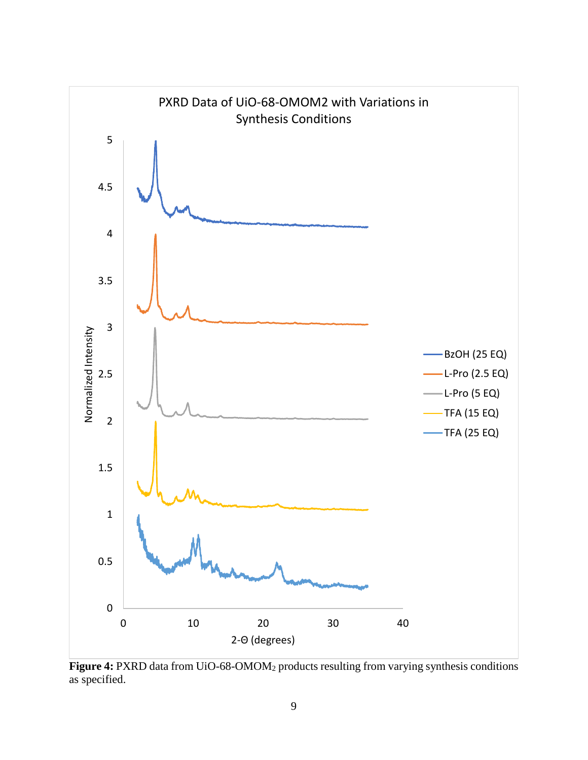**Figure 4:** PXRD data from UiO-68-OMOM$_2$ products resulting from varying synthesis conditions as specified.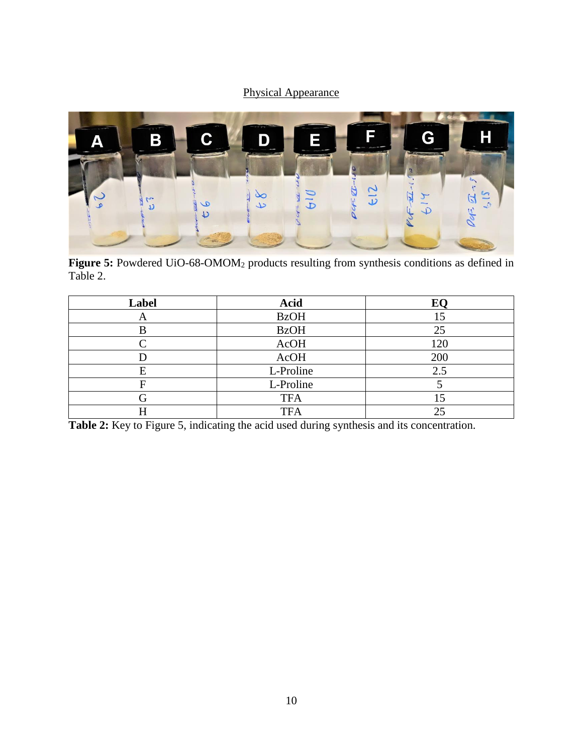## Physical Appearance

**Figure 5:** Powdered UiO-68-$OMOM_2$ products resulting from synthesis conditions as defined in Table 2.

| Label | Acid | EQ |
|---|---|---|
| A | BzOH | 15 |
| B | BzOH | 25 |
| C | AcOH | 120 |
| D | AcOH | 200 |
| E | L-Proline | 2.5 |
| F | L-Proline | 5 |
| G | TFA | 15 |
| H | TFA | 25 |

**Table 2:** Key to Figure 5, indicating the acid used during synthesis and its concentration.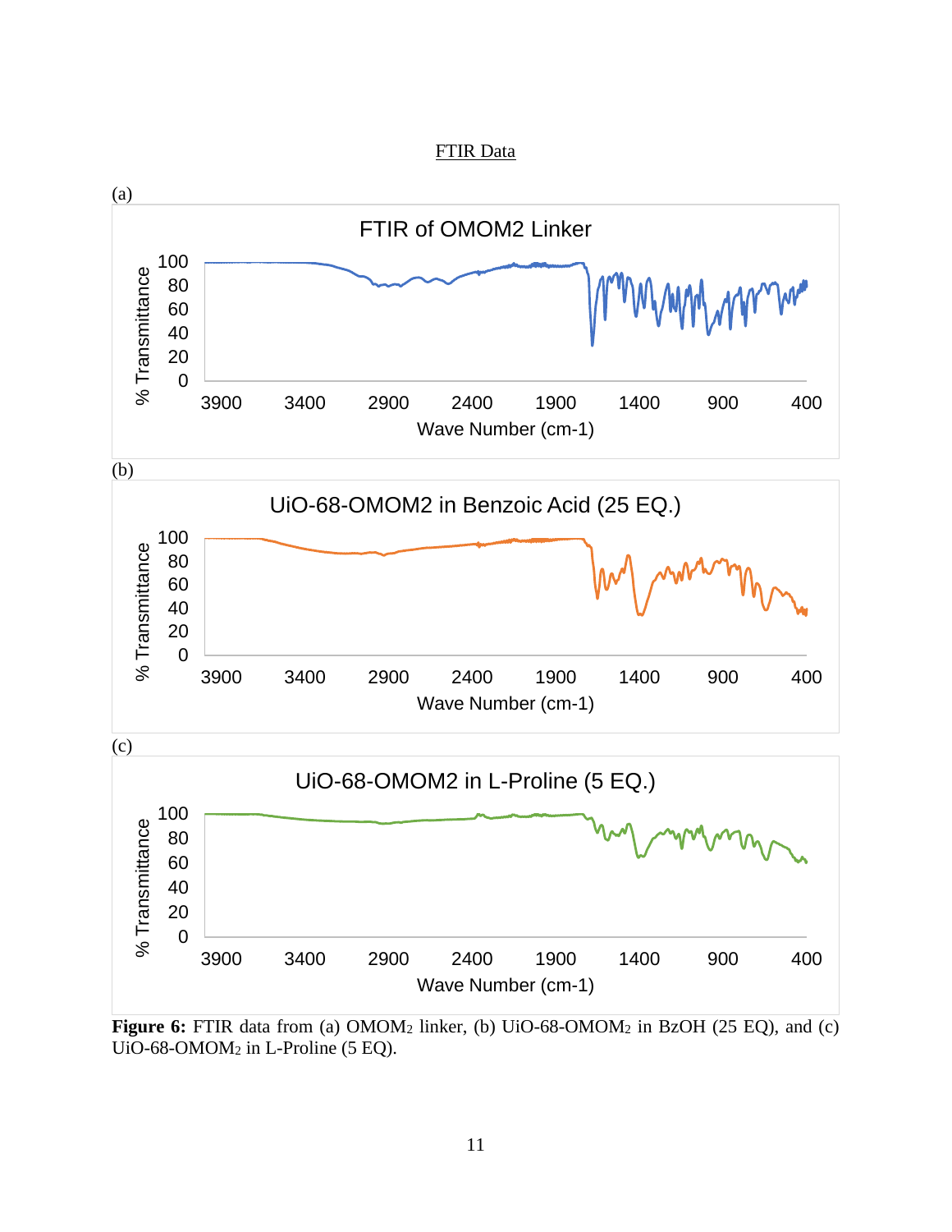FTIR Data

(a)

(b)

(c)

**Figure 6:** FTIR data from (a) $OMOM_2$ linker, (b) UiO-68-$OMOM_2$ in BzOH (25 EQ), and (c) UiO-68-$OMOM_2$ in L-Proline (5 EQ).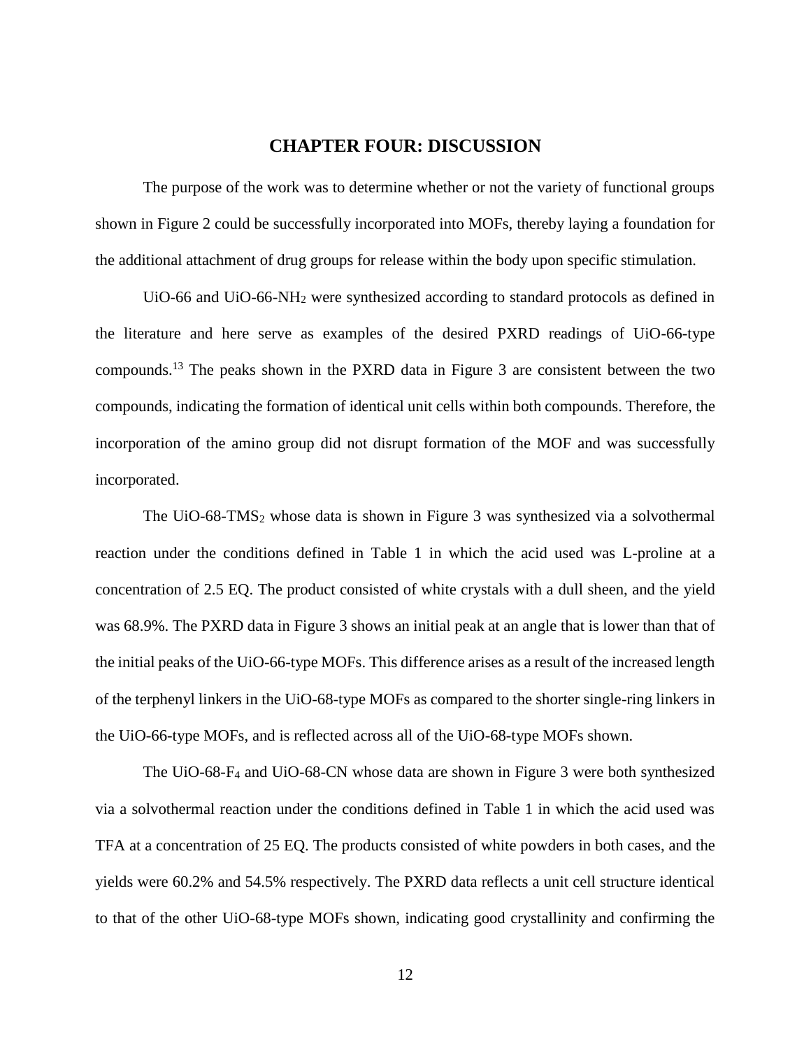# CHAPTER FOUR: DISCUSSION

The purpose of the work was to determine whether or not the variety of functional groups shown in Figure 2 could be successfully incorporated into MOFs, thereby laying a foundation for the additional attachment of drug groups for release within the body upon specific stimulation.

UiO-66 and UiO-66-$NH_2$ were synthesized according to standard protocols as defined in the literature and here serve as examples of the desired PXRD readings of UiO-66-type compounds.[13] The peaks shown in the PXRD data in Figure 3 are consistent between the two compounds, indicating the formation of identical unit cells within both compounds. Therefore, the incorporation of the amino group did not disrupt formation of the MOF and was successfully incorporated.

The UiO-68-$TMS_2$ whose data is shown in Figure 3 was synthesized via a solvothermal reaction under the conditions defined in Table 1 in which the acid used was L-proline at a concentration of 2.5 EQ. The product consisted of white crystals with a dull sheen, and the yield was 68.9%. The PXRD data in Figure 3 shows an initial peak at an angle that is lower than that of the initial peaks of the UiO-66-type MOFs. This difference arises as a result of the increased length of the terphenyl linkers in the UiO-68-type MOFs as compared to the shorter single-ring linkers in the UiO-66-type MOFs, and is reflected across all of the UiO-68-type MOFs shown.

The UiO-68-$F_4$ and UiO-68-CN whose data are shown in Figure 3 were both synthesized via a solvothermal reaction under the conditions defined in Table 1 in which the acid used was TFA at a concentration of 25 EQ. The products consisted of white powders in both cases, and the yields were 60.2% and 54.5% respectively. The PXRD data reflects a unit cell structure identical to that of the other UiO-68-type MOFs shown, indicating good crystallinity and confirming the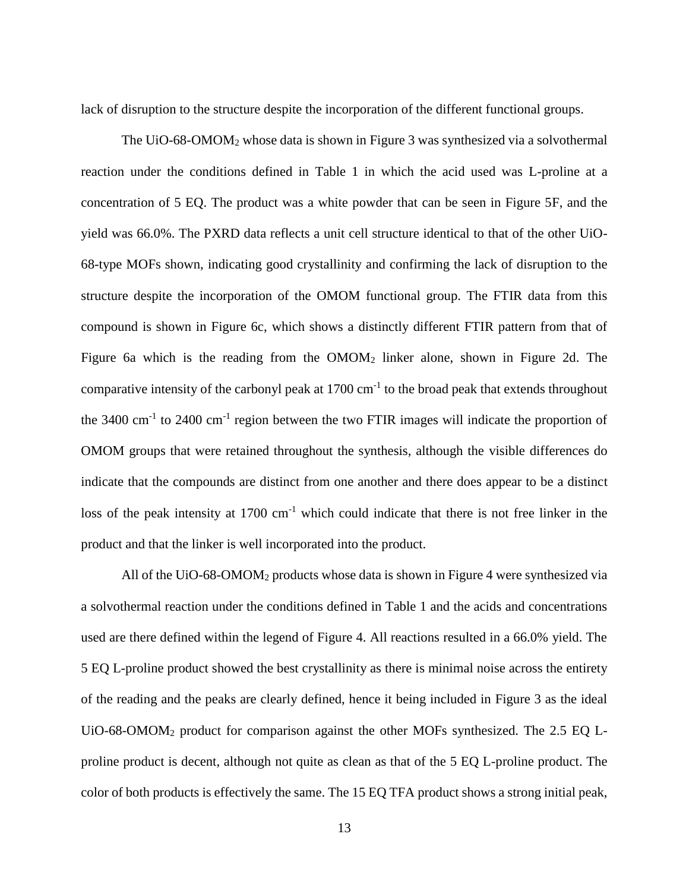lack of disruption to the structure despite the incorporation of the different functional groups.

The UiO-68-$OMOM_2$ whose data is shown in Figure 3 was synthesized via a solvothermal reaction under the conditions defined in Table 1 in which the acid used was L-proline at a concentration of 5 EQ. The product was a white powder that can be seen in Figure 5F, and the yield was 66.0%. The PXRD data reflects a unit cell structure identical to that of the other UiO-68-type MOFs shown, indicating good crystallinity and confirming the lack of disruption to the structure despite the incorporation of the OMOM functional group. The FTIR data from this compound is shown in Figure 6c, which shows a distinctly different FTIR pattern from that of Figure 6a which is the reading from the $OMOM_2$ linker alone, shown in Figure 2d. The comparative intensity of the carbonyl peak at 1700 $cm^{-1}$ to the broad peak that extends throughout the 3400 $cm^{-1}$ to 2400 $cm^{-1}$ region between the two FTIR images will indicate the proportion of OMOM groups that were retained throughout the synthesis, although the visible differences do indicate that the compounds are distinct from one another and there does appear to be a distinct loss of the peak intensity at 1700 $cm^{-1}$ which could indicate that there is not free linker in the product and that the linker is well incorporated into the product.

All of the UiO-68-$OMOM_2$ products whose data is shown in Figure 4 were synthesized via a solvothermal reaction under the conditions defined in Table 1 and the acids and concentrations used are there defined within the legend of Figure 4. All reactions resulted in a 66.0% yield. The 5 EQ L-proline product showed the best crystallinity as there is minimal noise across the entirety of the reading and the peaks are clearly defined, hence it being included in Figure 3 as the ideal UiO-68-$OMOM_2$ product for comparison against the other MOFs synthesized. The 2.5 EQ L-proline product is decent, although not quite as clean as that of the 5 EQ L-proline product. The color of both products is effectively the same. The 15 EQ TFA product shows a strong initial peak,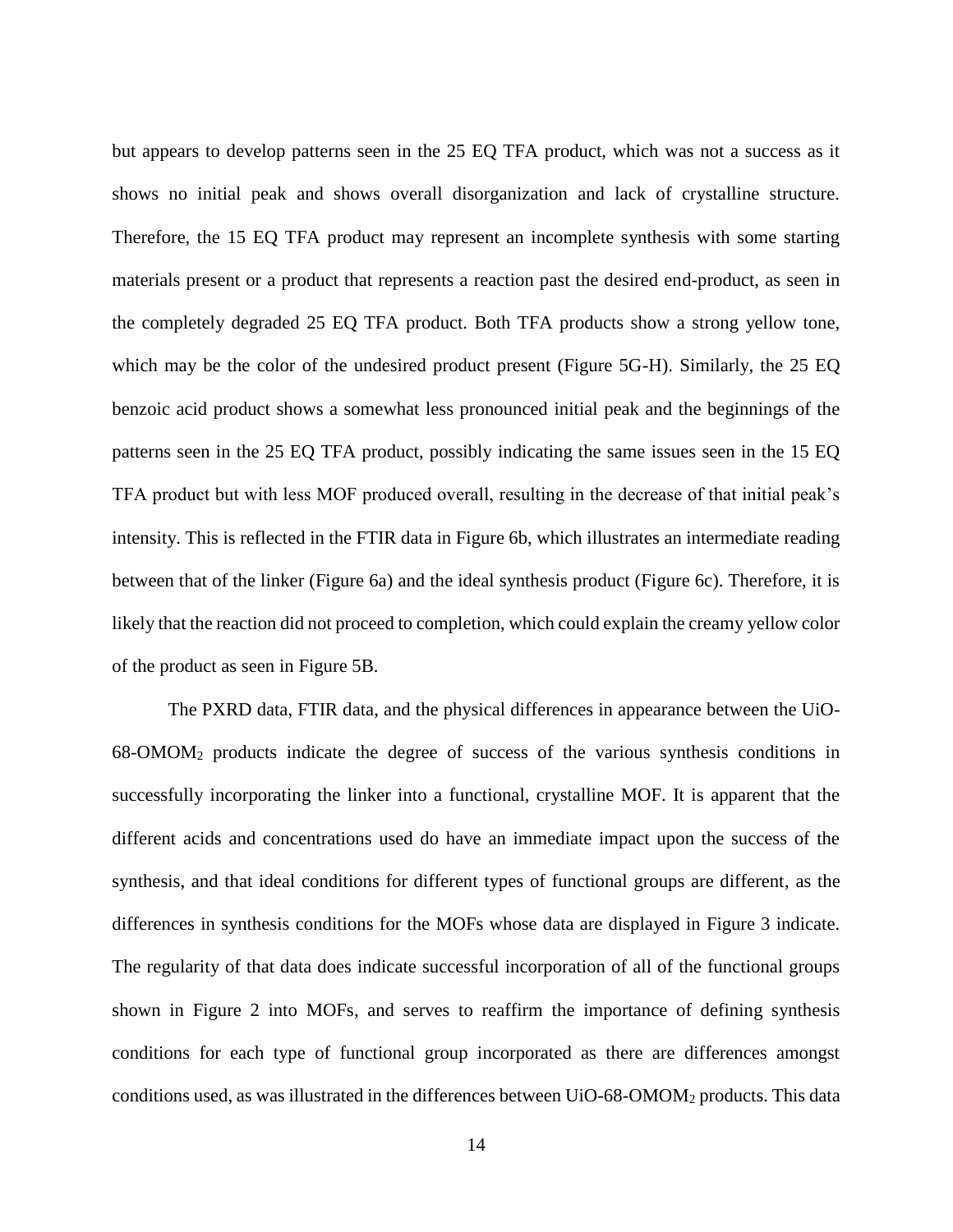but appears to develop patterns seen in the 25 EQ TFA product, which was not a success as it shows no initial peak and shows overall disorganization and lack of crystalline structure. Therefore, the 15 EQ TFA product may represent an incomplete synthesis with some starting materials present or a product that represents a reaction past the desired end-product, as seen in the completely degraded 25 EQ TFA product. Both TFA products show a strong yellow tone, which may be the color of the undesired product present (Figure 5G-H). Similarly, the 25 EQ benzoic acid product shows a somewhat less pronounced initial peak and the beginnings of the patterns seen in the 25 EQ TFA product, possibly indicating the same issues seen in the 15 EQ TFA product but with less MOF produced overall, resulting in the decrease of that initial peak's intensity. This is reflected in the FTIR data in Figure 6b, which illustrates an intermediate reading between that of the linker (Figure 6a) and the ideal synthesis product (Figure 6c). Therefore, it is likely that the reaction did not proceed to completion, which could explain the creamy yellow color of the product as seen in Figure 5B.

The PXRD data, FTIR data, and the physical differences in appearance between the UiO-68-$OMOM_2$ products indicate the degree of success of the various synthesis conditions in successfully incorporating the linker into a functional, crystalline MOF. It is apparent that the different acids and concentrations used do have an immediate impact upon the success of the synthesis, and that ideal conditions for different types of functional groups are different, as the differences in synthesis conditions for the MOFs whose data are displayed in Figure 3 indicate. The regularity of that data does indicate successful incorporation of all of the functional groups shown in Figure 2 into MOFs, and serves to reaffirm the importance of defining synthesis conditions for each type of functional group incorporated as there are differences amongst conditions used, as was illustrated in the differences between UiO-68-$OMOM_2$ products. This data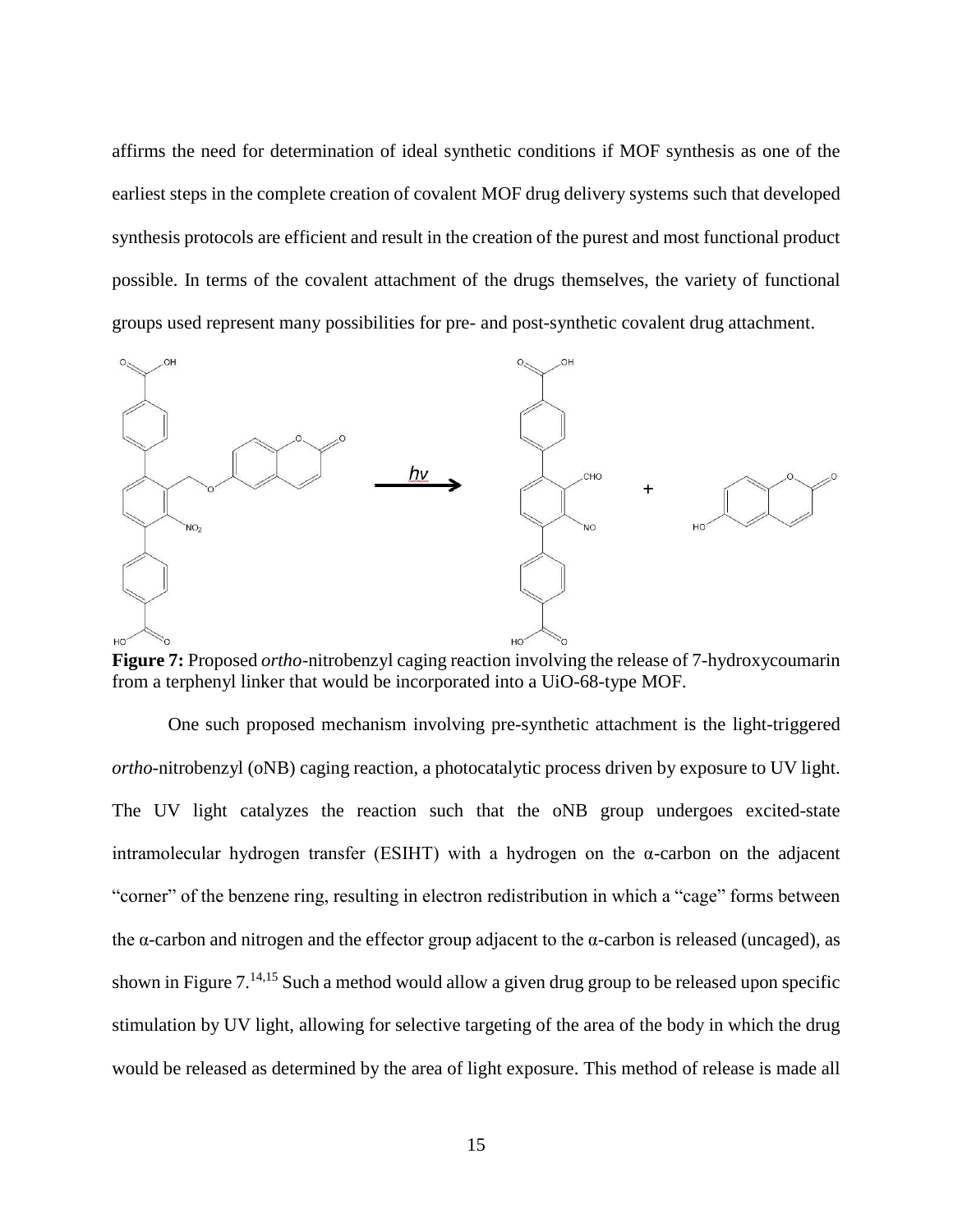affirms the need for determination of ideal synthetic conditions if MOF synthesis as one of the earliest steps in the complete creation of covalent MOF drug delivery systems such that developed synthesis protocols are efficient and result in the creation of the purest and most functional product possible. In terms of the covalent attachment of the drugs themselves, the variety of functional groups used represent many possibilities for pre- and post-synthetic covalent drug attachment.

**Figure 7:** Proposed *ortho*-nitrobenzyl caging reaction involving the release of 7-hydroxycoumarin from a terphenyl linker that would be incorporated into a UiO-68-type MOF.

One such proposed mechanism involving pre-synthetic attachment is the light-triggered *ortho*-nitrobenzyl (oNB) caging reaction, a photocatalytic process driven by exposure to UV light. The UV light catalyzes the reaction such that the oNB group undergoes excited-state intramolecular hydrogen transfer (ESIHT) with a hydrogen on the α-carbon on the adjacent "corner" of the benzene ring, resulting in electron redistribution in which a "cage" forms between the α-carbon and nitrogen and the effector group adjacent to the α-carbon is released (uncaged), as shown in Figure 7.[14,15] Such a method would allow a given drug group to be released upon specific stimulation by UV light, allowing for selective targeting of the area of the body in which the drug would be released as determined by the area of light exposure. This method of release is made all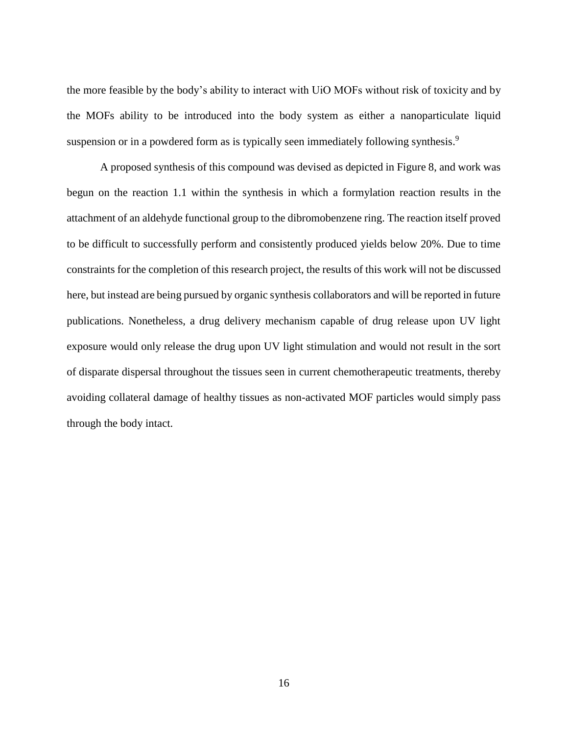the more feasible by the body's ability to interact with UiO MOFs without risk of toxicity and by the MOFs ability to be introduced into the body system as either a nanoparticulate liquid suspension or in a powdered form as is typically seen immediately following synthesis.[9]

A proposed synthesis of this compound was devised as depicted in Figure 8, and work was begun on the reaction 1.1 within the synthesis in which a formylation reaction results in the attachment of an aldehyde functional group to the dibromobenzene ring. The reaction itself proved to be difficult to successfully perform and consistently produced yields below 20%. Due to time constraints for the completion of this research project, the results of this work will not be discussed here, but instead are being pursued by organic synthesis collaborators and will be reported in future publications. Nonetheless, a drug delivery mechanism capable of drug release upon UV light exposure would only release the drug upon UV light stimulation and would not result in the sort of disparate dispersal throughout the tissues seen in current chemotherapeutic treatments, thereby avoiding collateral damage of healthy tissues as non-activated MOF particles would simply pass through the body intact.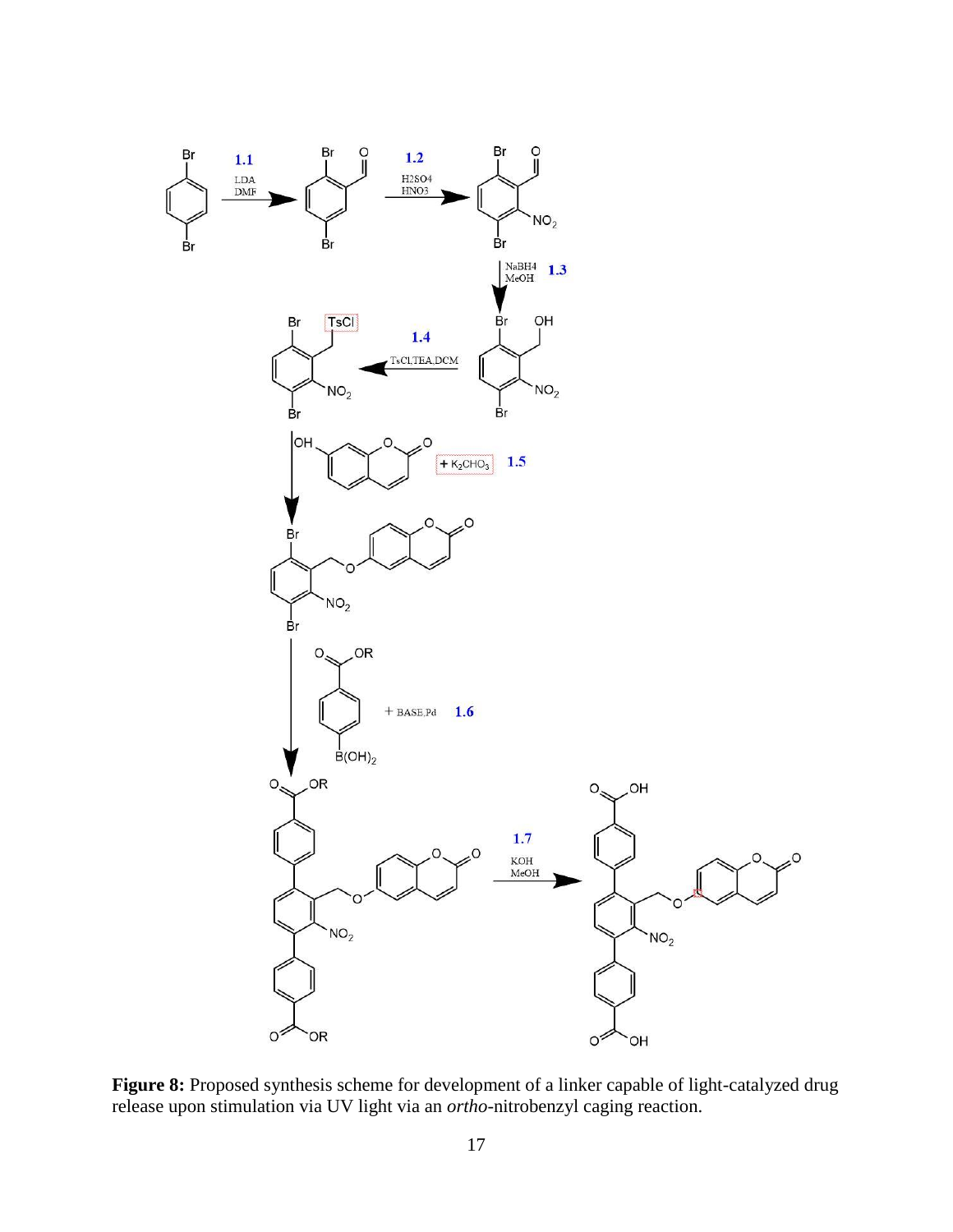**Figure 8:** Proposed synthesis scheme for development of a linker capable of light-catalyzed drug release upon stimulation via UV light via an *ortho*-nitrobenzyl caging reaction.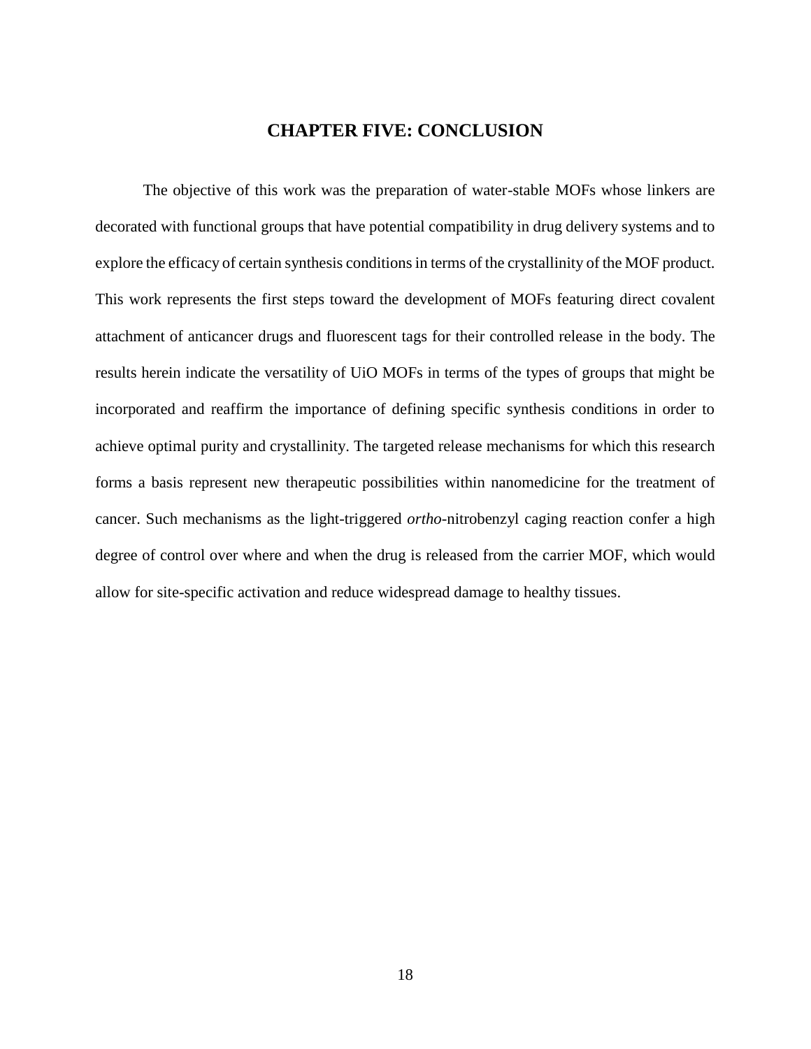# CHAPTER FIVE: CONCLUSION

The objective of this work was the preparation of water-stable MOFs whose linkers are decorated with functional groups that have potential compatibility in drug delivery systems and to explore the efficacy of certain synthesis conditions in terms of the crystallinity of the MOF product. This work represents the first steps toward the development of MOFs featuring direct covalent attachment of anticancer drugs and fluorescent tags for their controlled release in the body. The results herein indicate the versatility of UiO MOFs in terms of the types of groups that might be incorporated and reaffirm the importance of defining specific synthesis conditions in order to achieve optimal purity and crystallinity. The targeted release mechanisms for which this research forms a basis represent new therapeutic possibilities within nanomedicine for the treatment of cancer. Such mechanisms as the light-triggered *ortho*-nitrobenzyl caging reaction confer a high degree of control over where and when the drug is released from the carrier MOF, which would allow for site-specific activation and reduce widespread damage to healthy tissues.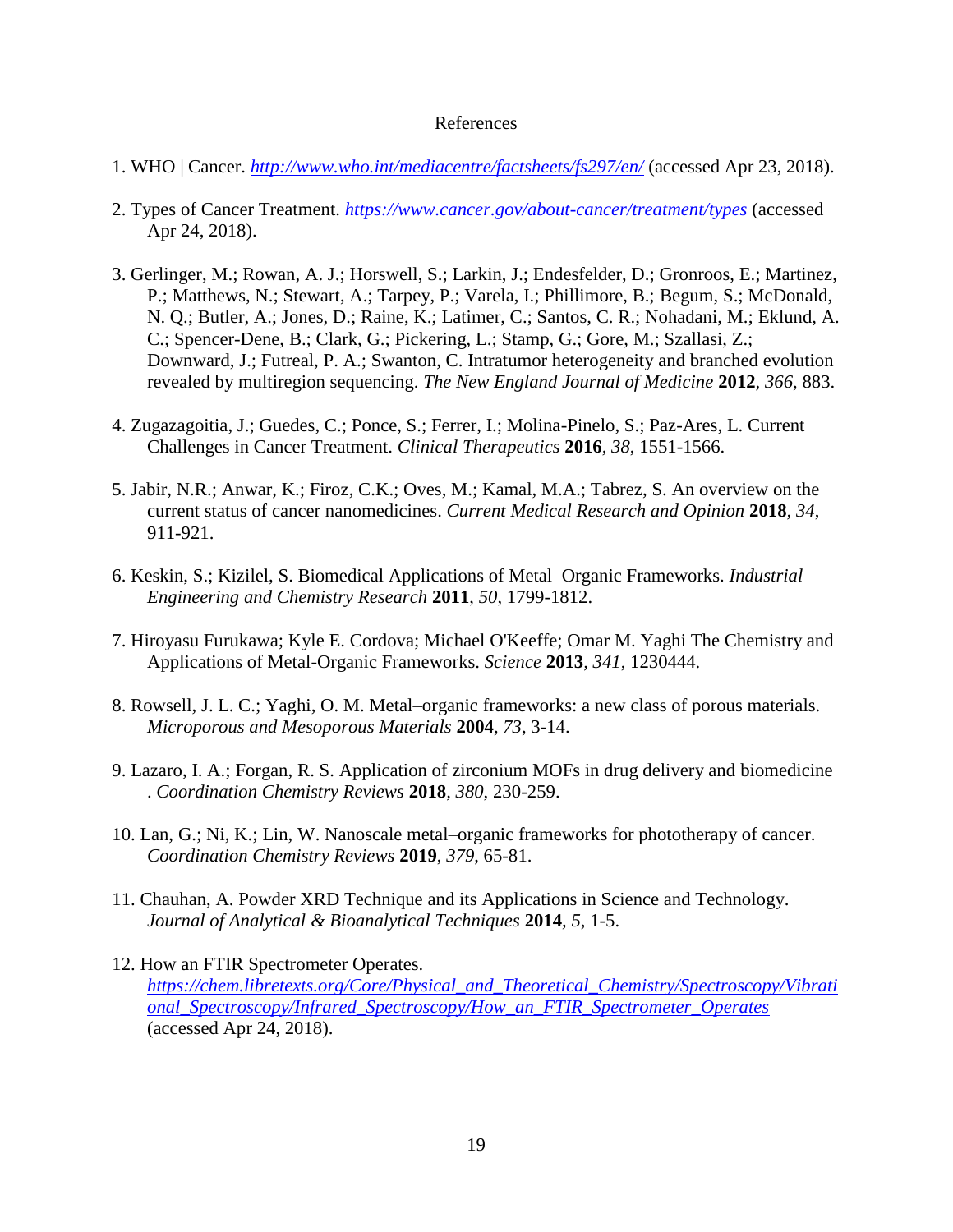# References

1. WHO | Cancer. *http://www.who.int/mediacentre/factsheets/fs297/en/* (accessed Apr 23, 2018).

2. Types of Cancer Treatment. *https://www.cancer.gov/about-cancer/treatment/types* (accessed Apr 24, 2018).

3. Gerlinger, M.; Rowan, A. J.; Horswell, S.; Larkin, J.; Endesfelder, D.; Gronroos, E.; Martinez, P.; Matthews, N.; Stewart, A.; Tarpey, P.; Varela, I.; Phillimore, B.; Begum, S.; McDonald, N. Q.; Butler, A.; Jones, D.; Raine, K.; Latimer, C.; Santos, C. R.; Nohadani, M.; Eklund, A. C.; Spencer-Dene, B.; Clark, G.; Pickering, L.; Stamp, G.; Gore, M.; Szallasi, Z.; Downward, J.; Futreal, P. A.; Swanton, C. Intratumor heterogeneity and branched evolution revealed by multiregion sequencing. *The New England Journal of Medicine* **2012**, *366*, 883.

4. Zugazagoitia, J.; Guedes, C.; Ponce, S.; Ferrer, I.; Molina-Pinelo, S.; Paz-Ares, L. Current Challenges in Cancer Treatment. *Clinical Therapeutics* **2016**, *38*, 1551-1566.

5. Jabir, N.R.; Anwar, K.; Firoz, C.K.; Oves, M.; Kamal, M.A.; Tabrez, S. An overview on the current status of cancer nanomedicines. *Current Medical Research and Opinion* **2018**, *34*, 911-921.

6. Keskin, S.; Kizilel, S. Biomedical Applications of Metal–Organic Frameworks. *Industrial Engineering and Chemistry Research* **2011**, *50*, 1799-1812.

7. Hiroyasu Furukawa; Kyle E. Cordova; Michael O'Keeffe; Omar M. Yaghi The Chemistry and Applications of Metal-Organic Frameworks. *Science* **2013**, *341*, 1230444.

8. Rowsell, J. L. C.; Yaghi, O. M. Metal–organic frameworks: a new class of porous materials. *Microporous and Mesoporous Materials* **2004**, *73*, 3-14.

9. Lazaro, I. A.; Forgan, R. S. Application of zirconium MOFs in drug delivery and biomedicine . *Coordination Chemistry Reviews* **2018**, *380*, 230-259.

10. Lan, G.; Ni, K.; Lin, W. Nanoscale metal–organic frameworks for phototherapy of cancer. *Coordination Chemistry Reviews* **2019**, *379*, 65-81.

11. Chauhan, A. Powder XRD Technique and its Applications in Science and Technology. *Journal of Analytical & Bioanalytical Techniques* **2014**, *5*, 1-5.

12. How an FTIR Spectrometer Operates. *https://chem.libretexts.org/Core/Physical_and_Theoretical_Chemistry/Spectroscopy/Vibrational_Spectroscopy/Infrared_Spectroscopy/How_an_FTIR_Spectrometer_Operates* (accessed Apr 24, 2018).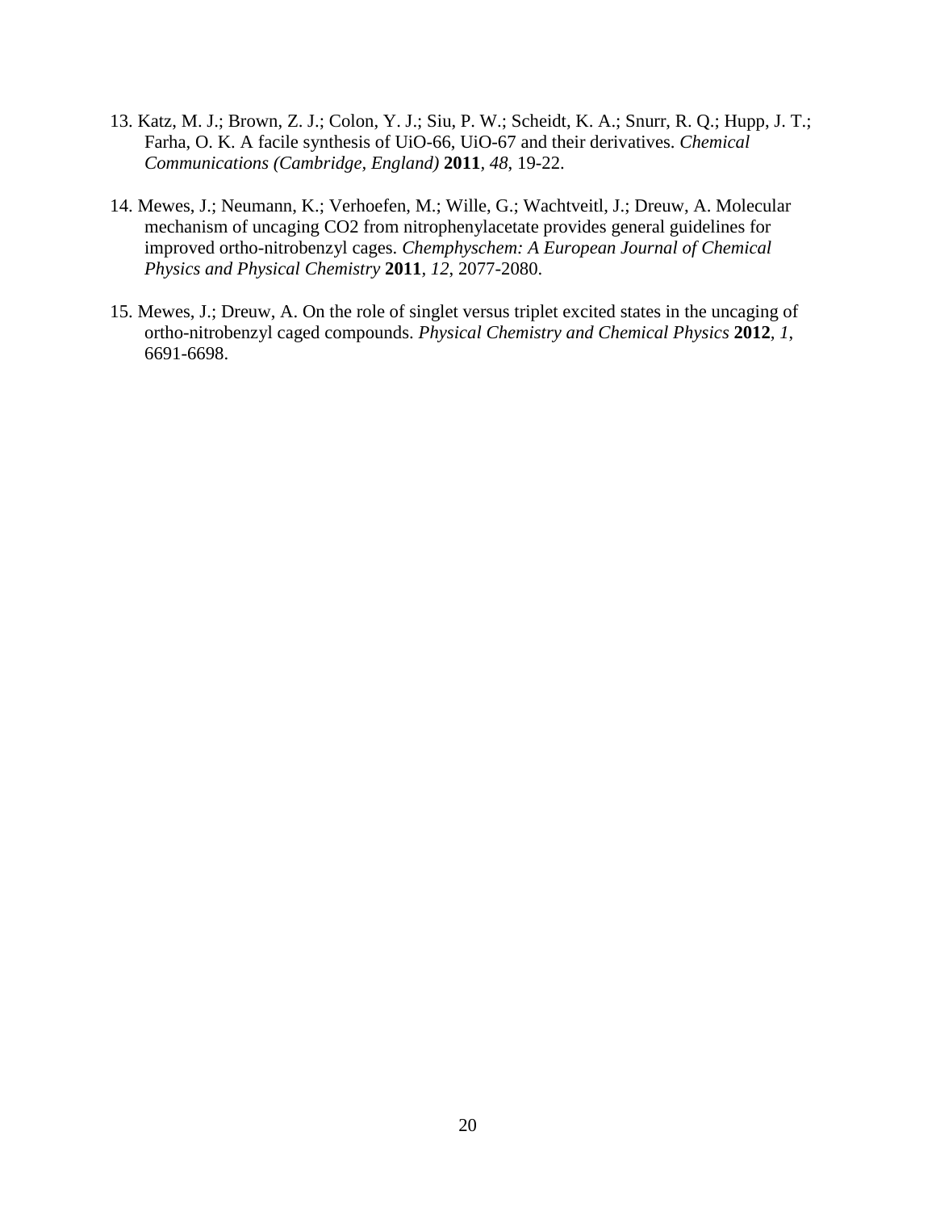13. Katz, M. J.; Brown, Z. J.; Colon, Y. J.; Siu, P. W.; Scheidt, K. A.; Snurr, R. Q.; Hupp, J. T.; Farha, O. K. A facile synthesis of UiO-66, UiO-67 and their derivatives. *Chemical Communications (Cambridge, England)* **2011**, *48*, 19-22.

14. Mewes, J.; Neumann, K.; Verhoefen, M.; Wille, G.; Wachtveitl, J.; Dreuw, A. Molecular mechanism of uncaging CO2 from nitrophenylacetate provides general guidelines for improved ortho-nitrobenzyl cages. *Chemphyschem: A European Journal of Chemical Physics and Physical Chemistry* **2011**, *12*, 2077-2080.

15. Mewes, J.; Dreuw, A. On the role of singlet versus triplet excited states in the uncaging of ortho-nitrobenzyl caged compounds. *Physical Chemistry and Chemical Physics* **2012**, *1*, 6691-6698.